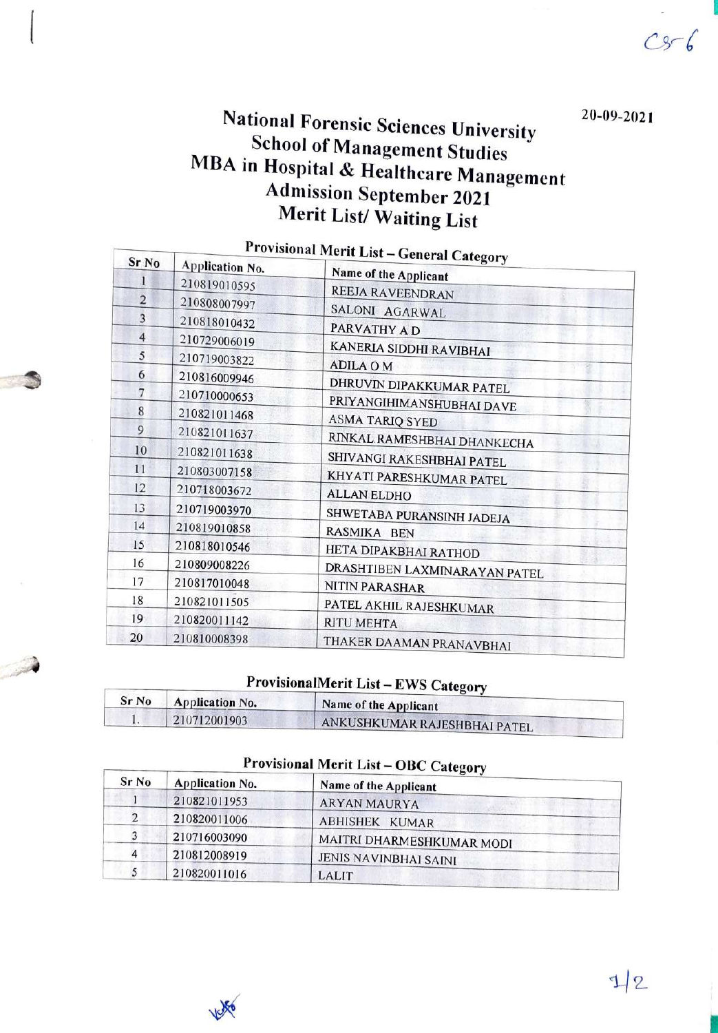20-09-2021

# National Forensic Sciences University

## School of Management Studies

## MBA in Hospital & Healthcare Management

## Admission September 2021

## Merit List/ Waiting List

### Provisional Merit List – General Category

| Sr No | Application No. | Name of the Applicant |
|---|---|---|
| 1 | 210819010595 | REEJA RAVEENDRAN |
| 2 | 210808007997 | SALONI AGARWAL |
| 3 | 210818010432 | PARVATHY A D |
| 4 | 210729006019 | KANERIA SIDDHI RAVIBHAI |
| 5 | 210719003822 | ADILA O M |
| 6 | 210816009946 | DHRUVIN DIPAKKUMAR PATEL |
| 7 | 210710000653 | PRIYANGIHIMANSHUBHAI DAVE |
| 8 | 210821011468 | ASMA TARIQ SYED |
| 9 | 210821011637 | RINKAL RAMESHBHAI DHANKECHA |
| 10 | 210821011638 | SHIVANGI RAKESHBHAI PATEL |
| 11 | 210803007158 | KHYATI PARESHKUMAR PATEL |
| 12 | 210718003672 | ALLAN ELDHO |
| 13 | 210719003970 | SHWETABA PURANSINH JADEJA |
| 14 | 210819010858 | RASMIKA BEN |
| 15 | 210818010546 | HETA DIPAKBHAI RATHOD |
| 16 | 210809008226 | DRASHTIBEN LAXMINARAYAN PATEL |
| 17 | 210817010048 | NITIN PARASHAR |
| 18 | 210821011505 | PATEL AKHIL RAJESHKUMAR |
| 19 | 210820011142 | RITU MEHTA |
| 20 | 210810008398 | THAKER DAAMAN PRANAVBHAI |

### ProvisionalMerit List – EWS Category

| Sr No | Application No. | Name of the Applicant |
|---|---|---|
| 1. | 210712001903 | ANKUSHKUMAR RAJESHBHAI PATEL |

### Provisional Merit List – OBC Category

| Sr No | Application No. | Name of the Applicant |
|---|---|---|
| 1 | 210821011953 | ARYAN MAURYA |
| 2 | 210820011006 | ABHISHEK KUMAR |
| 3 | 210716003090 | MAITRI DHARMESHKUMAR MODI |
| 4 | 210812008919 | JENIS NAVINBHAI SAINI |
| 5 | 210820011016 | LALIT |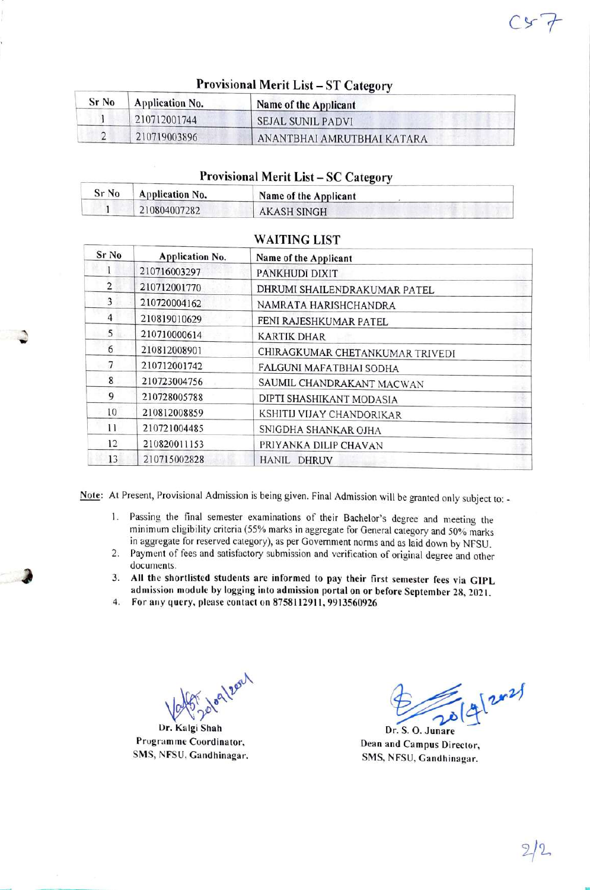## Provisional Merit List – ST Category

| Sr No | Application No. | Name of the Applicant |
|---|---|---|
| 1 | 210712001744 | SEJAL SUNIL PADVI |
| 2 | 210719003896 | ANANTBHAI AMRUTBHAI KATARA |

## Provisional Merit List – SC Category

| Sr No | Application No. | Name of the Applicant |
|---|---|---|
| 1 | 210804007282 | AKASH SINGH |

## WAITING LIST

| Sr No | Application No. | Name of the Applicant |
|---|---|---|
| 1 | 210716003297 | PANKHUDI DIXIT |
| 2 | 210712001770 | DHRUMI SHAILENDRAKUMAR PATEL |
| 3 | 210720004162 | NAMRATA HARISHCHANDRA |
| 4 | 210819010629 | FENI RAJESHKUMAR PATEL |
| 5 | 210710000614 | KARTIK DHAR |
| 6 | 210812008901 | CHIRAGKUMAR CHETANKUMAR TRIVEDI |
| 7 | 210712001742 | FALGUNI MAFATBHAI SODHA |
| 8 | 210723004756 | SAUMIL CHANDRAKANT MACWAN |
| 9 | 210728005788 | DIPTI SHASHIKANT MODASIA |
| 10 | 210812008859 | KSHITIJ VIJAY CHANDORIKAR |
| 11 | 210721004485 | SNIGDHA SHANKAR OJHA |
| 12 | 210820011153 | PRIYANKA DILIP CHAVAN |
| 13 | 210715002828 | HANIL DHRUV |

**Note:** At Present, Provisional Admission is being given. Final Admission will be granted only subject to: -

1. Passing the final semester examinations of their Bachelor's degree and meeting the minimum eligibility criteria (55% marks in aggregate for General category and 50% marks in aggregate for reserved category), as per Government norms and as laid down by NFSU.
2. Payment of fees and satisfactory submission and verification of original degree and other documents.
3. **All the shortlisted students are informed to pay their first semester fees via GIPL admission module by logging into admission portal on or before September 28, 2021.**
4. **For any query, please contact on 8758112911, 9913560926**

20/09/2021

Dr. Kalgi Shah
Programme Coordinator,
SMS, NFSU, Gandhinagar.

20/9/2021

Dr. S. O. Junare
Dean and Campus Director,
SMS, NFSU, Gandhinagar.